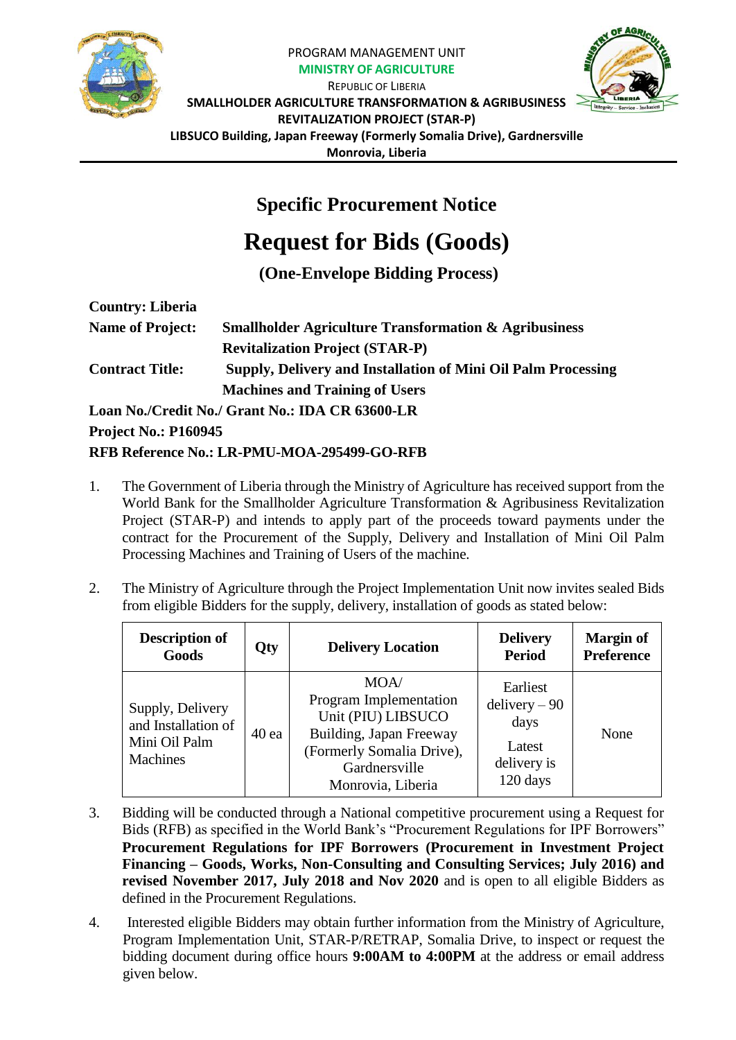PROGRAM MANAGEMENT UNIT
**MINISTRY OF AGRICULTURE**
REPUBLIC OF LIBERIA
**SMALLHOLDER AGRICULTURE TRANSFORMATION & AGRIBUSINESS REVITALIZATION PROJECT (STAR-P)**
**LIBSUCO Building, Japan Freeway (Formerly Somalia Drive), Gardnersville**
**Monrovia, Liberia**

## Specific Procurement Notice

# Request for Bids (Goods)

### (One-Envelope Bidding Process)

**Country: Liberia**
**Name of Project:** **Smallholder Agriculture Transformation & Agribusiness Revitalization Project (STAR-P)**
**Contract Title:** **Supply, Delivery and Installation of Mini Oil Palm Processing Machines and Training of Users**
**Loan No./Credit No./ Grant No.: IDA CR 63600-LR**
**Project No.: P160945**
**RFB Reference No.: LR-PMU-MOA-295499-GO-RFB**

1. The Government of Liberia through the Ministry of Agriculture has received support from the World Bank for the Smallholder Agriculture Transformation & Agribusiness Revitalization Project (STAR-P) and intends to apply part of the proceeds toward payments under the contract for the Procurement of the Supply, Delivery and Installation of Mini Oil Palm Processing Machines and Training of Users of the machine.

2. The Ministry of Agriculture through the Project Implementation Unit now invites sealed Bids from eligible Bidders for the supply, delivery, installation of goods as stated below:

| Description of Goods | Qty | Delivery Location | Delivery Period | Margin of Preference |
|---|---|---|---|---|
| Supply, Delivery and Installation of Mini Oil Palm Machines | 40 ea | MOA/ Program Implementation Unit (PIU) LIBSUCO Building, Japan Freeway (Formerly Somalia Drive), Gardnersville Monrovia, Liberia | Earliest delivery – 90 days Latest delivery is 120 days | None |

3. Bidding will be conducted through a National competitive procurement using a Request for Bids (RFB) as specified in the World Bank's "Procurement Regulations for IPF Borrowers" **Procurement Regulations for IPF Borrowers (Procurement in Investment Project Financing – Goods, Works, Non-Consulting and Consulting Services; July 2016) and revised November 2017, July 2018 and Nov 2020** and is open to all eligible Bidders as defined in the Procurement Regulations.

4. Interested eligible Bidders may obtain further information from the Ministry of Agriculture, Program Implementation Unit, STAR-P/RETRAP, Somalia Drive, to inspect or request the bidding document during office hours **9:00AM to 4:00PM** at the address or email address given below.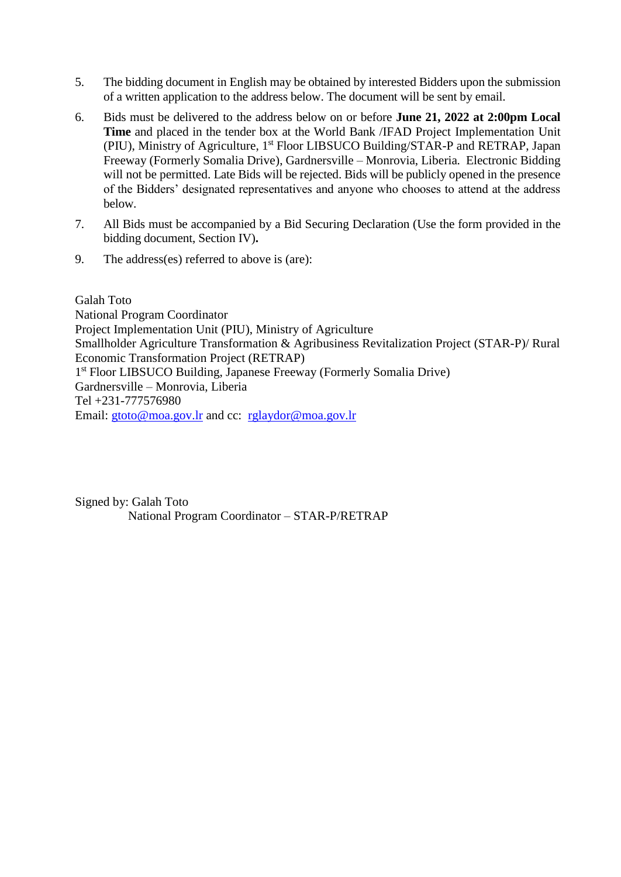5. The bidding document in English may be obtained by interested Bidders upon the submission of a written application to the address below. The document will be sent by email.

6. Bids must be delivered to the address below on or before **June 21, 2022 at 2:00pm Local Time** and placed in the tender box at the World Bank /IFAD Project Implementation Unit (PIU), Ministry of Agriculture, 1st Floor LIBSUCO Building/STAR-P and RETRAP, Japan Freeway (Formerly Somalia Drive), Gardnersville – Monrovia, Liberia. Electronic Bidding will not be permitted. Late Bids will be rejected. Bids will be publicly opened in the presence of the Bidders' designated representatives and anyone who chooses to attend at the address below.

7. All Bids must be accompanied by a Bid Securing Declaration (Use the form provided in the bidding document, Section IV)**.**

9. The address(es) referred to above is (are):

Galah Toto
National Program Coordinator
Project Implementation Unit (PIU), Ministry of Agriculture
Smallholder Agriculture Transformation & Agribusiness Revitalization Project (STAR-P)/ Rural Economic Transformation Project (RETRAP)
1st Floor LIBSUCO Building, Japanese Freeway (Formerly Somalia Drive)
Gardnersville – Monrovia, Liberia
Tel +231-777576980
Email: gtoto@moa.gov.lr and cc: rglaydor@moa.gov.lr

Signed by: Galah Toto
National Program Coordinator – STAR-P/RETRAP